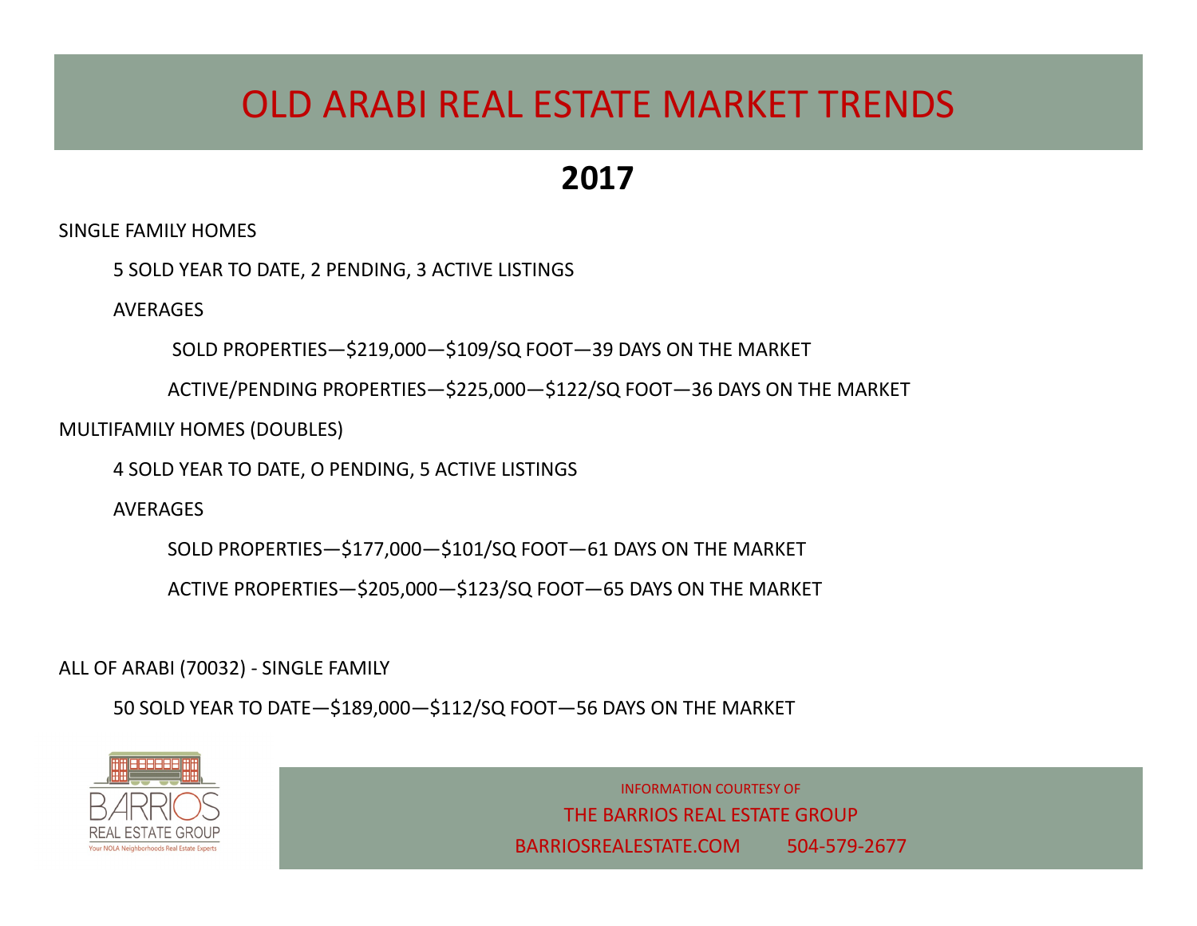# OLD ARABI REAL ESTATE MARKET TRENDS

## 2017

SINGLE FAMILY HOMES

5 SOLD YEAR TO DATE, 2 PENDING, 3 ACTIVE LISTINGS

AVERAGES

SOLD PROPERTIES—$219,000—$109/SQ FOOT—39 DAYS ON THE MARKET

ACTIVE/PENDING PROPERTIES—$225,000—$122/SQ FOOT—36 DAYS ON THE MARKET

MULTIFAMILY HOMES (DOUBLES)

4 SOLD YEAR TO DATE, O PENDING, 5 ACTIVE LISTINGS

AVERAGES

SOLD PROPERTIES—$177,000—$101/SQ FOOT—61 DAYS ON THE MARKET

ACTIVE PROPERTIES—$205,000—$123/SQ FOOT—65 DAYS ON THE MARKET

ALL OF ARABI (70032) - SINGLE FAMILY

50 SOLD YEAR TO DATE—$189,000—$112/SQ FOOT—56 DAYS ON THE MARKET

BARRIOS REAL ESTATE GROUP
Your NOLA Neighborhoods Real Estate Experts

INFORMATION COURTESY OF

THE BARRIOS REAL ESTATE GROUP

BARRIOSREALESTATE.COM 504-579-2677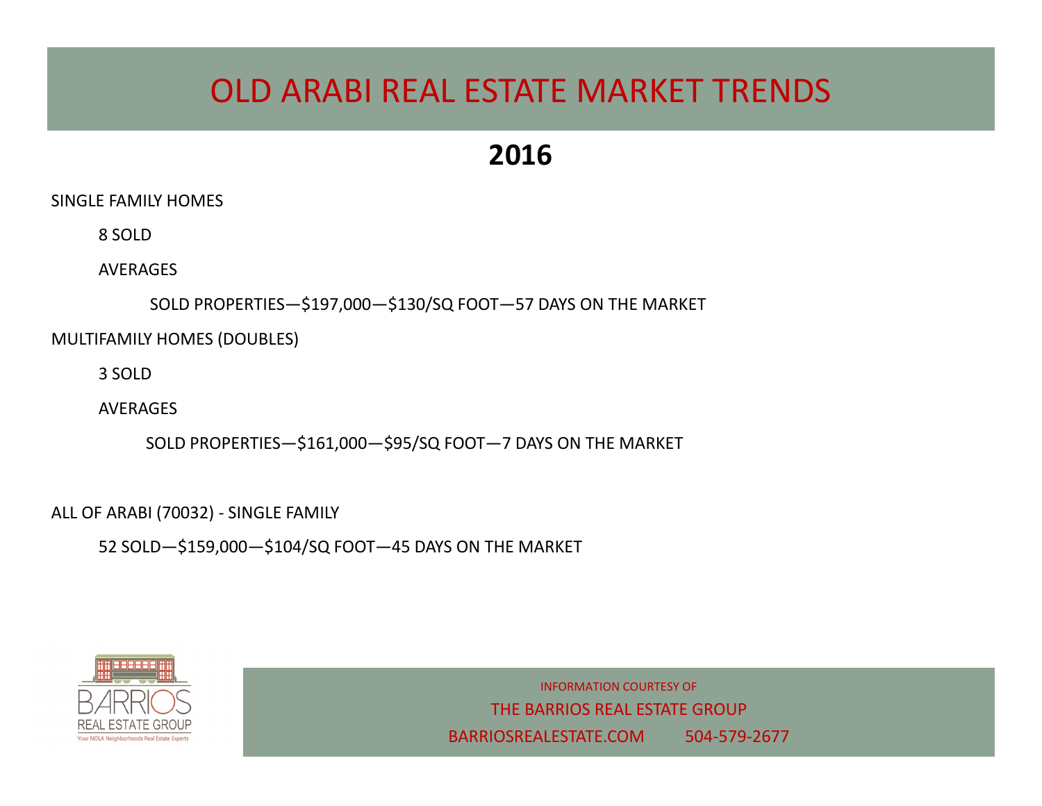# OLD ARABI REAL ESTATE MARKET TRENDS

## 2016

SINGLE FAMILY HOMES

- 8 SOLD
- AVERAGES
  - SOLD PROPERTIES—$197,000—$130/SQ FOOT—57 DAYS ON THE MARKET

MULTIFAMILY HOMES (DOUBLES)

- 3 SOLD
- AVERAGES
  - SOLD PROPERTIES—$161,000—$95/SQ FOOT—7 DAYS ON THE MARKET

ALL OF ARABI (70032) - SINGLE FAMILY

- 52 SOLD—$159,000—$104/SQ FOOT—45 DAYS ON THE MARKET

BARRIOS REAL ESTATE GROUP
Your NOLA Neighborhoods Real Estate Experts

INFORMATION COURTESY OF
THE BARRIOS REAL ESTATE GROUP
BARRIOSREALESTATE.COM 504-579-2677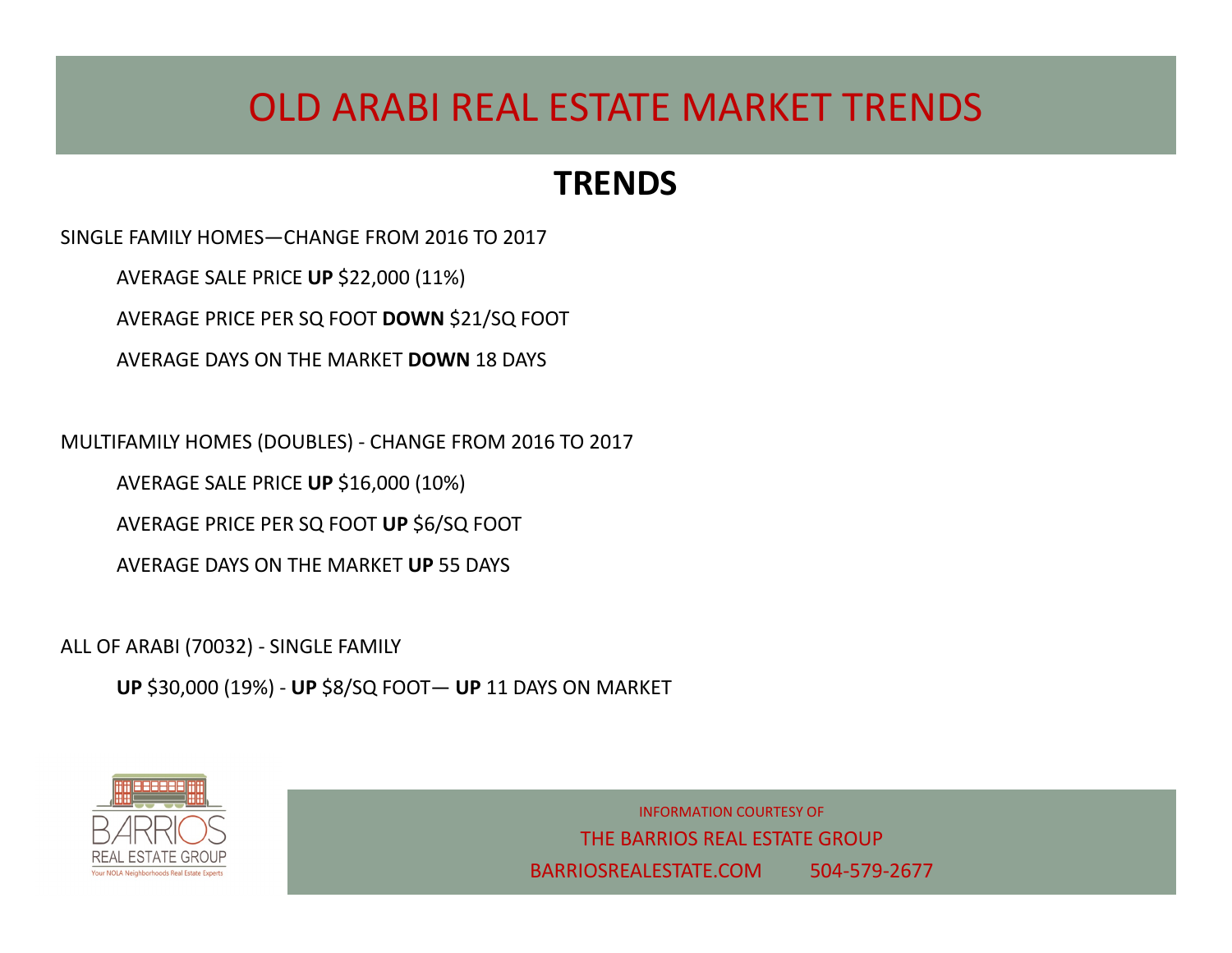# OLD ARABI REAL ESTATE MARKET TRENDS

## TRENDS

SINGLE FAMILY HOMES—CHANGE FROM 2016 TO 2017

AVERAGE SALE PRICE **UP** $22,000 (11%)

AVERAGE PRICE PER SQ FOOT **DOWN** $21/SQ FOOT

AVERAGE DAYS ON THE MARKET **DOWN** 18 DAYS

MULTIFAMILY HOMES (DOUBLES) - CHANGE FROM 2016 TO 2017

AVERAGE SALE PRICE **UP** $16,000 (10%)

AVERAGE PRICE PER SQ FOOT **UP** $6/SQ FOOT

AVERAGE DAYS ON THE MARKET **UP** 55 DAYS

ALL OF ARABI (70032) - SINGLE FAMILY

**UP** $30,000 (19%) - **UP** $8/SQ FOOT— **UP** 11 DAYS ON MARKET

BARRIOS
REAL ESTATE GROUP
Your NOLA Neighborhoods Real Estate Experts

INFORMATION COURTESY OF

THE BARRIOS REAL ESTATE GROUP

BARRIOSREALESTATE.COM 504-579-2677